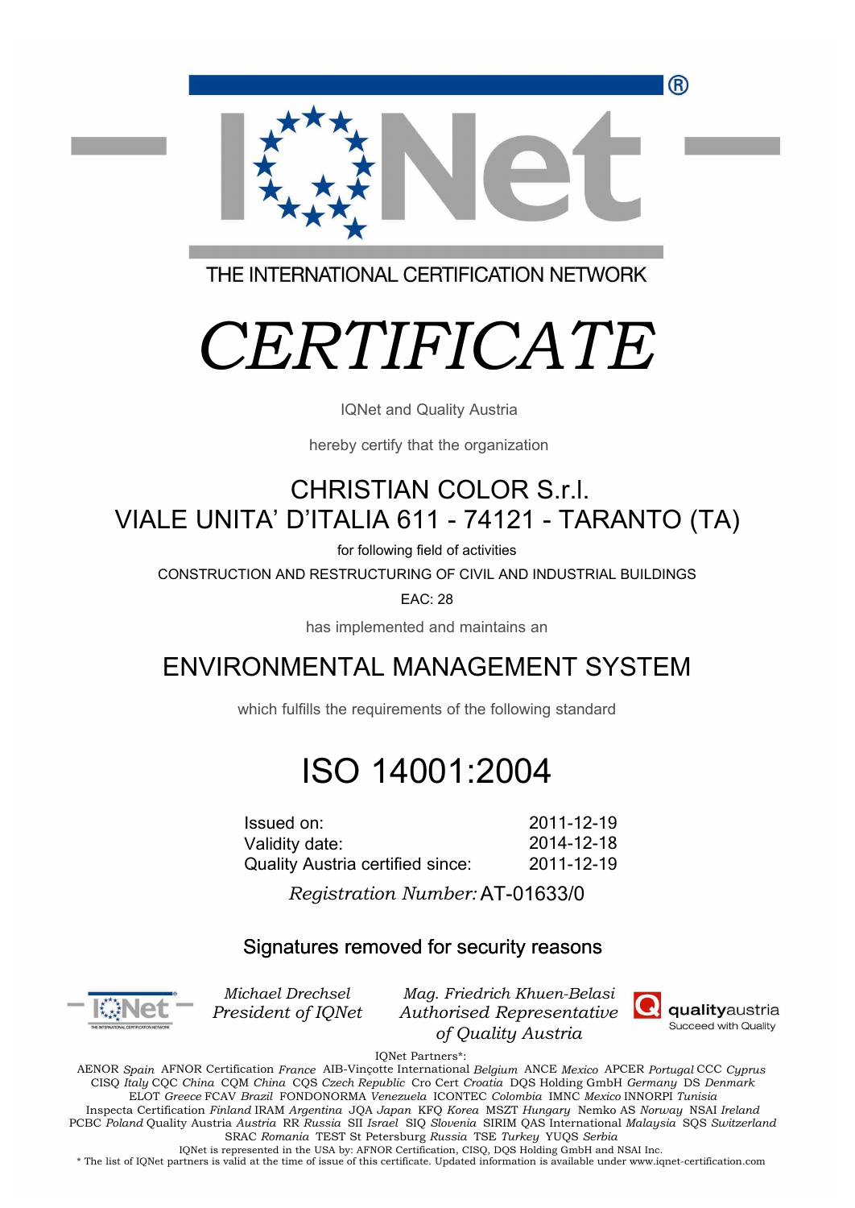IQNet®

THE INTERNATIONAL CERTIFICATION NETWORK

# *CERTIFICATE*

IQNet and Quality Austria

hereby certify that the organization

## CHRISTIAN COLOR S.r.l.
## VIALE UNITA' D'ITALIA 611 - 74121 - TARANTO (TA)

for following field of activities

CONSTRUCTION AND RESTRUCTURING OF CIVIL AND INDUSTRIAL BUILDINGS

EAC: 28

has implemented and maintains an

## ENVIRONMENTAL MANAGEMENT SYSTEM

which fulfills the requirements of the following standard

# ISO 14001:2004

| | |
|---|---|
| Issued on: | 2011-12-19 |
| Validity date: | 2014-12-18 |
| Quality Austria certified since: | 2011-12-19 |

*Registration Number:* AT-01633/0

Signatures removed for security reasons

*Michael Drechsel*
*President of IQNet*

*Mag. Friedrich Khuen-Belasi*
*Authorised Representative of Quality Austria*

**quality**austria
Succeed with Quality

IQNet Partners*:

AENOR *Spain* AFNOR Certification *France* AIB-Vinçotte International *Belgium* ANCE *Mexico* APCER *Portugal* CCC *Cyprus* CISQ *Italy* CQC *China* CQM *China* CQS *Czech Republic* Cro Cert *Croatia* DQS Holding GmbH *Germany* DS *Denmark* ELOT *Greece* FCAV *Brazil* FONDONORMA *Venezuela* ICONTEC *Colombia* IMNC *Mexico* INNORPI *Tunisia* Inspecta Certification *Finland* IRAM *Argentina* JQA *Japan* KFQ *Korea* MSZT *Hungary* Nemko AS *Norway* NSAI *Ireland* PCBC *Poland* Quality Austria *Austria* RR *Russia* SII *Israel* SIQ *Slovenia* SIRIM QAS International *Malaysia* SQS *Switzerland* SRAC *Romania* TEST St Petersburg *Russia* TSE *Turkey* YUQS *Serbia*

IQNet is represented in the USA by: AFNOR Certification, CISQ, DQS Holding GmbH and NSAI Inc.

* The list of IQNet partners is valid at the time of issue of this certificate. Updated information is available under www.iqnet-certification.com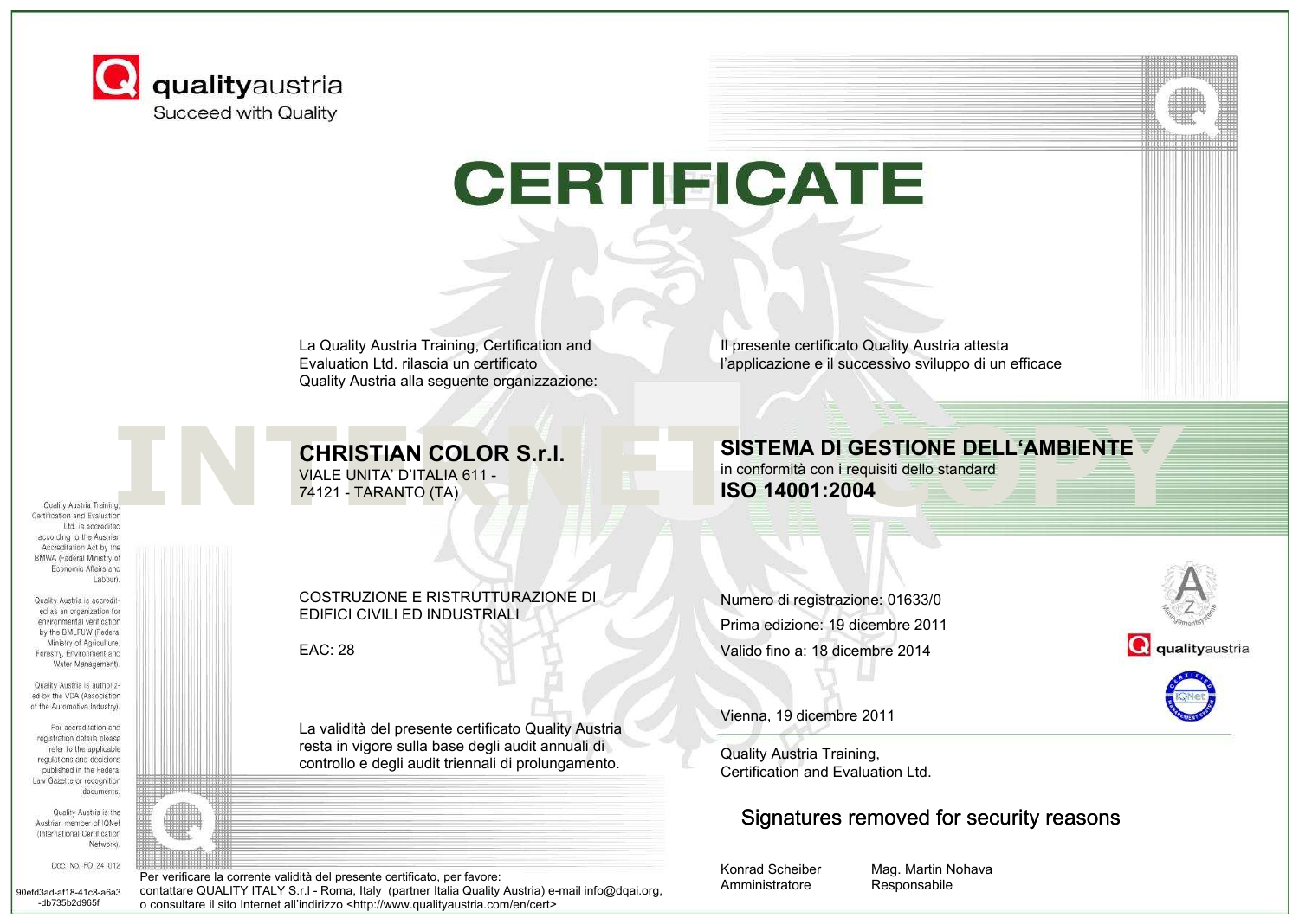qualityaustria
Succeed with Quality

# CERTIFICATE

La Quality Austria Training, Certification and Evaluation Ltd. rilascia un certificato Quality Austria alla seguente organizzazione:

**CHRISTIAN COLOR S.r.l.**
VIALE UNITA' D'ITALIA 611 -
74121 - TARANTO (TA)

COSTRUZIONE E RISTRUTTURAZIONE DI EDIFICI CIVILI ED INDUSTRIALI

EAC: 28

La validità del presente certificato Quality Austria resta in vigore sulla base degli audit annuali di controllo e degli audit triennali di prolungamento.

Il presente certificato Quality Austria attesta l'applicazione e il successivo sviluppo di un efficace

**SISTEMA DI GESTIONE DELL'AMBIENTE**
in conformità con i requisiti dello standard
**ISO 14001:2004**

Numero di registrazione: 01633/0
Prima edizione: 19 dicembre 2011
Valido fino a: 18 dicembre 2014

Vienna, 19 dicembre 2011

Quality Austria Training,
Certification and Evaluation Ltd.

Signatures removed for security reasons

Konrad Scheiber
Amministratore

Mag. Martin Nohava
Responsabile

INTERNET COPY

Quality Austria Training, Certification and Evaluation Ltd. is accredited according to the Austrian Accreditation Act by the BMWA (Federal Ministry of Economic Affairs and Labour).

Quality Austria is accredited as an organization for environmental verification by the BMLFUW (Federal Ministry of Agriculture, Forestry, Environment and Water Management).

Quality Austria is authorized by the VDA (Association of the Automotive Industry).

For accreditation and registration details please refer to the applicable regulations and decisions published in the Federal Law Gazette or recognition documents.

Quality Austria is the Austrian member of IQNet (International Certification Network).

Doc. No. FO_24_012

90efd3ad-af18-41c8-a6a3-db735b2d965f

Per verificare la corrente validità del presente certificato, per favore:
contattare QUALITY ITALY S.r.l - Roma, Italy (partner Italia Quality Austria) e-mail info@dqai.org,
o consultare il sito Internet all'indirizzo <http://www.qualityaustria.com/en/cert>